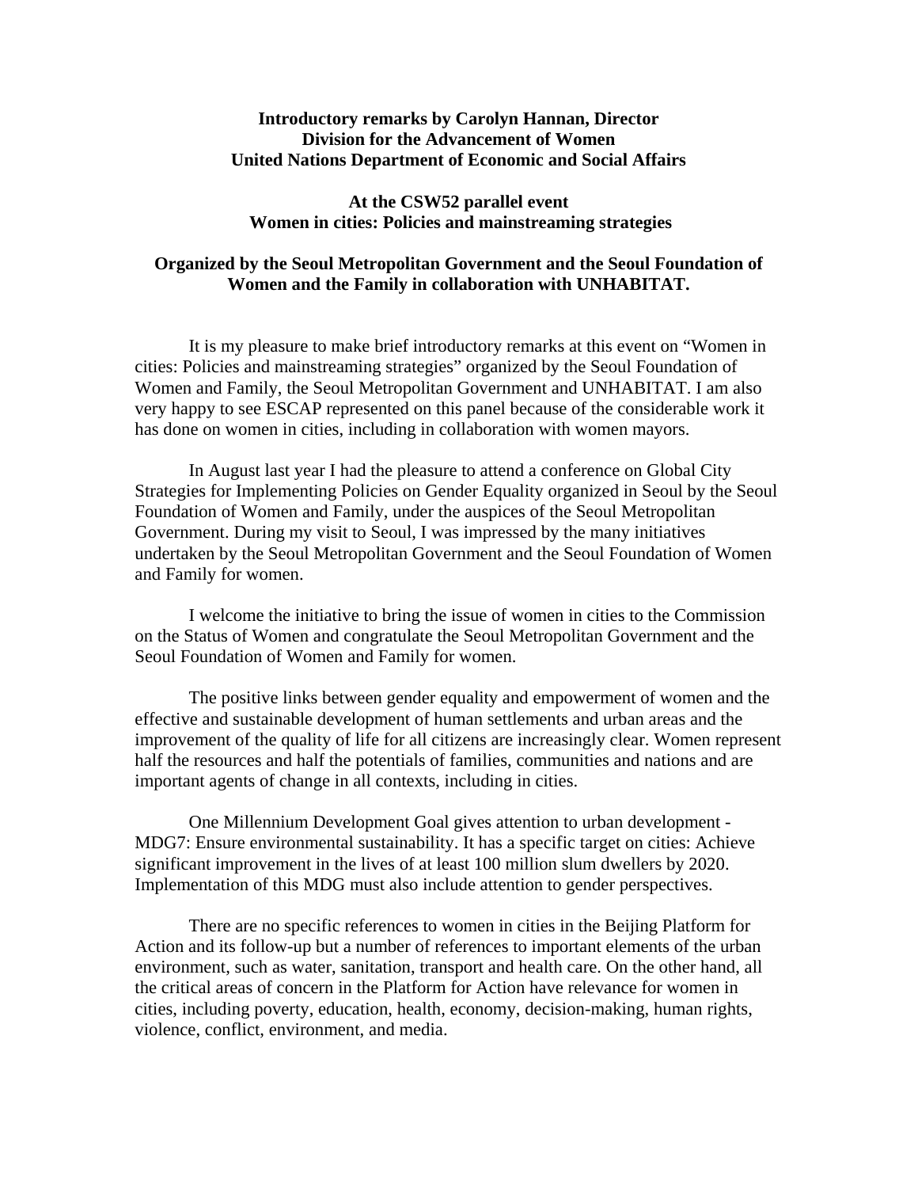**Introductory remarks by Carolyn Hannan, Director**
**Division for the Advancement of Women**
**United Nations Department of Economic and Social Affairs**

**At the CSW52 parallel event**
**Women in cities: Policies and mainstreaming strategies**

**Organized by the Seoul Metropolitan Government and the Seoul Foundation of Women and the Family in collaboration with UNHABITAT.**

It is my pleasure to make brief introductory remarks at this event on "Women in cities: Policies and mainstreaming strategies" organized by the Seoul Foundation of Women and Family, the Seoul Metropolitan Government and UNHABITAT. I am also very happy to see ESCAP represented on this panel because of the considerable work it has done on women in cities, including in collaboration with women mayors.

In August last year I had the pleasure to attend a conference on Global City Strategies for Implementing Policies on Gender Equality organized in Seoul by the Seoul Foundation of Women and Family, under the auspices of the Seoul Metropolitan Government. During my visit to Seoul, I was impressed by the many initiatives undertaken by the Seoul Metropolitan Government and the Seoul Foundation of Women and Family for women.

I welcome the initiative to bring the issue of women in cities to the Commission on the Status of Women and congratulate the Seoul Metropolitan Government and the Seoul Foundation of Women and Family for women.

The positive links between gender equality and empowerment of women and the effective and sustainable development of human settlements and urban areas and the improvement of the quality of life for all citizens are increasingly clear. Women represent half the resources and half the potentials of families, communities and nations and are important agents of change in all contexts, including in cities.

One Millennium Development Goal gives attention to urban development - MDG7: Ensure environmental sustainability. It has a specific target on cities: Achieve significant improvement in the lives of at least 100 million slum dwellers by 2020. Implementation of this MDG must also include attention to gender perspectives.

There are no specific references to women in cities in the Beijing Platform for Action and its follow-up but a number of references to important elements of the urban environment, such as water, sanitation, transport and health care. On the other hand, all the critical areas of concern in the Platform for Action have relevance for women in cities, including poverty, education, health, economy, decision-making, human rights, violence, conflict, environment, and media.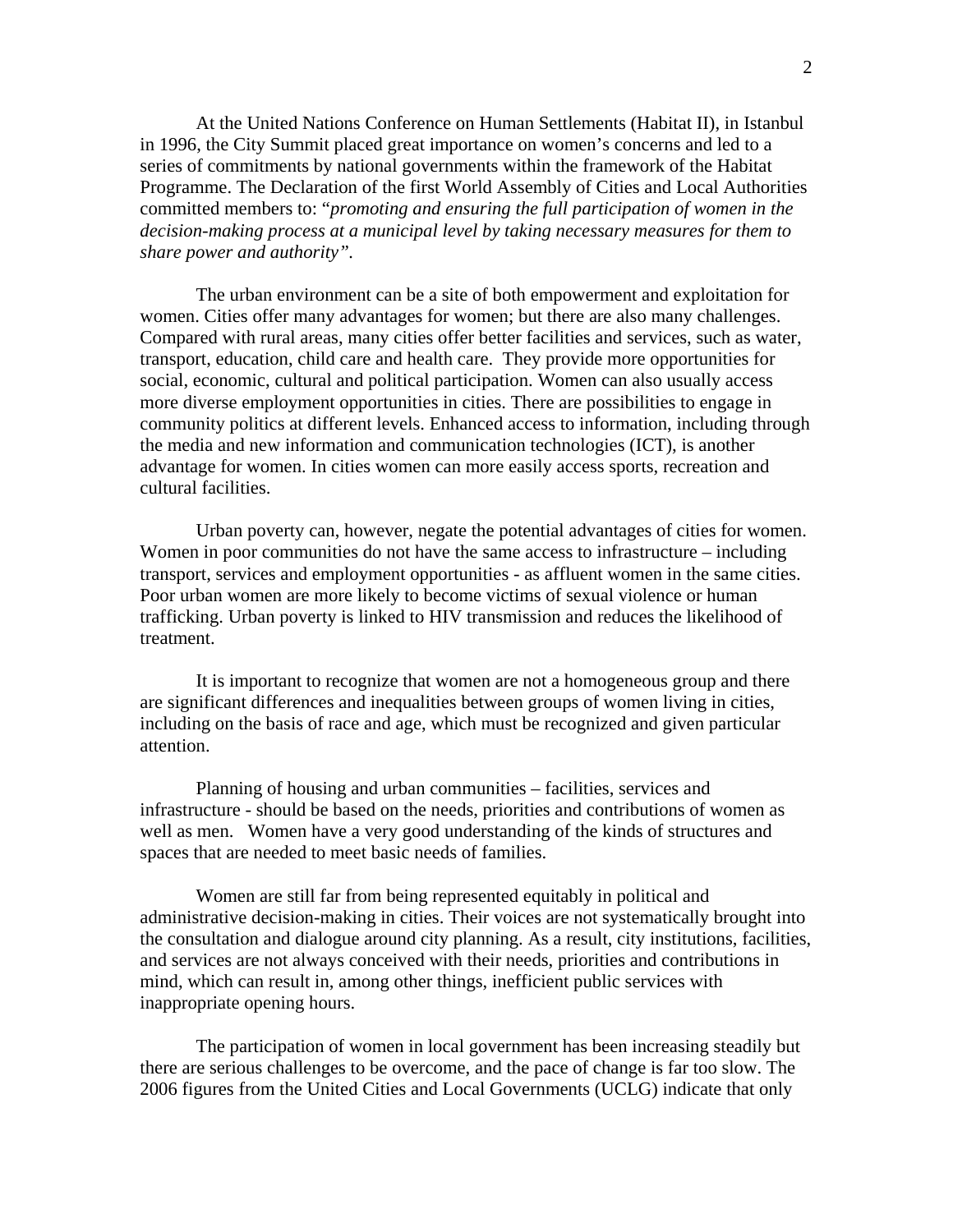At the United Nations Conference on Human Settlements (Habitat II), in Istanbul in 1996, the City Summit placed great importance on women's concerns and led to a series of commitments by national governments within the framework of the Habitat Programme. The Declaration of the first World Assembly of Cities and Local Authorities committed members to: "*promoting and ensuring the full participation of women in the decision-making process at a municipal level by taking necessary measures for them to share power and authority"*.

The urban environment can be a site of both empowerment and exploitation for women. Cities offer many advantages for women; but there are also many challenges. Compared with rural areas, many cities offer better facilities and services, such as water, transport, education, child care and health care. They provide more opportunities for social, economic, cultural and political participation. Women can also usually access more diverse employment opportunities in cities. There are possibilities to engage in community politics at different levels. Enhanced access to information, including through the media and new information and communication technologies (ICT), is another advantage for women. In cities women can more easily access sports, recreation and cultural facilities.

Urban poverty can, however, negate the potential advantages of cities for women. Women in poor communities do not have the same access to infrastructure – including transport, services and employment opportunities - as affluent women in the same cities. Poor urban women are more likely to become victims of sexual violence or human trafficking. Urban poverty is linked to HIV transmission and reduces the likelihood of treatment.

It is important to recognize that women are not a homogeneous group and there are significant differences and inequalities between groups of women living in cities, including on the basis of race and age, which must be recognized and given particular attention.

Planning of housing and urban communities – facilities, services and infrastructure - should be based on the needs, priorities and contributions of women as well as men. Women have a very good understanding of the kinds of structures and spaces that are needed to meet basic needs of families.

Women are still far from being represented equitably in political and administrative decision-making in cities. Their voices are not systematically brought into the consultation and dialogue around city planning. As a result, city institutions, facilities, and services are not always conceived with their needs, priorities and contributions in mind, which can result in, among other things, inefficient public services with inappropriate opening hours.

The participation of women in local government has been increasing steadily but there are serious challenges to be overcome, and the pace of change is far too slow. The 2006 figures from the United Cities and Local Governments (UCLG) indicate that only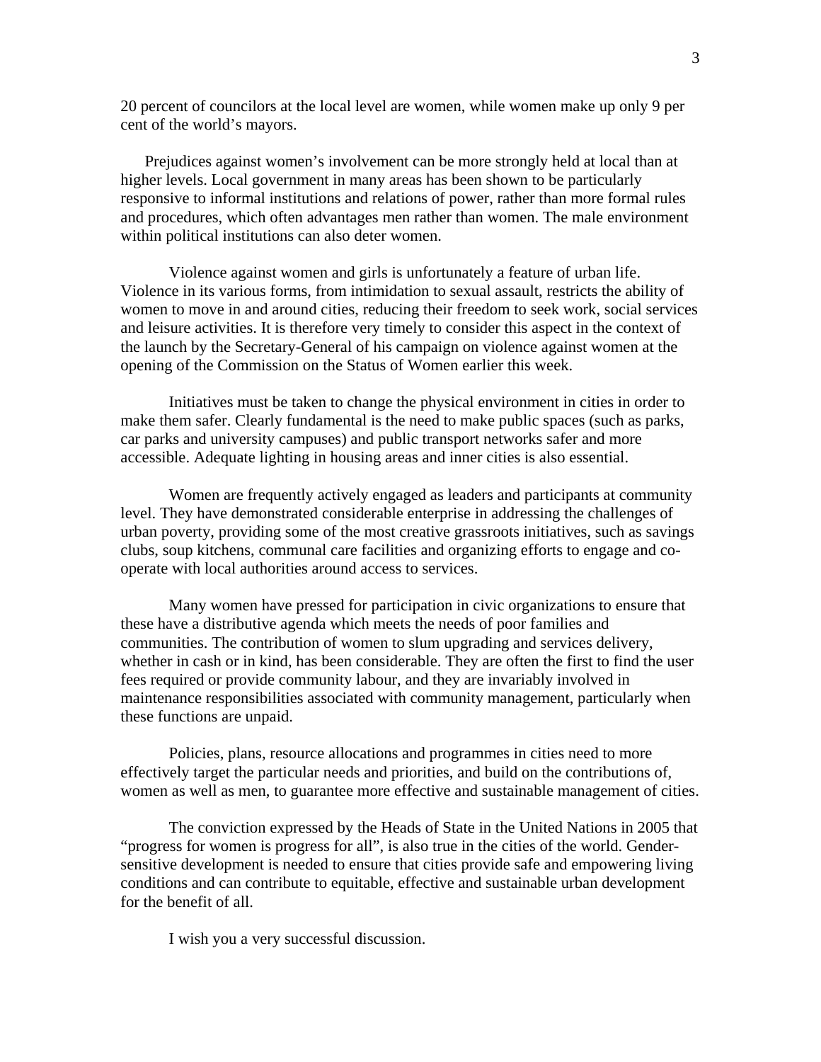20 percent of councilors at the local level are women, while women make up only 9 per cent of the world's mayors.

Prejudices against women's involvement can be more strongly held at local than at higher levels. Local government in many areas has been shown to be particularly responsive to informal institutions and relations of power, rather than more formal rules and procedures, which often advantages men rather than women. The male environment within political institutions can also deter women.

Violence against women and girls is unfortunately a feature of urban life. Violence in its various forms, from intimidation to sexual assault, restricts the ability of women to move in and around cities, reducing their freedom to seek work, social services and leisure activities. It is therefore very timely to consider this aspect in the context of the launch by the Secretary-General of his campaign on violence against women at the opening of the Commission on the Status of Women earlier this week.

Initiatives must be taken to change the physical environment in cities in order to make them safer. Clearly fundamental is the need to make public spaces (such as parks, car parks and university campuses) and public transport networks safer and more accessible. Adequate lighting in housing areas and inner cities is also essential.

Women are frequently actively engaged as leaders and participants at community level. They have demonstrated considerable enterprise in addressing the challenges of urban poverty, providing some of the most creative grassroots initiatives, such as savings clubs, soup kitchens, communal care facilities and organizing efforts to engage and co-operate with local authorities around access to services.

Many women have pressed for participation in civic organizations to ensure that these have a distributive agenda which meets the needs of poor families and communities. The contribution of women to slum upgrading and services delivery, whether in cash or in kind, has been considerable. They are often the first to find the user fees required or provide community labour, and they are invariably involved in maintenance responsibilities associated with community management, particularly when these functions are unpaid.

Policies, plans, resource allocations and programmes in cities need to more effectively target the particular needs and priorities, and build on the contributions of, women as well as men, to guarantee more effective and sustainable management of cities.

The conviction expressed by the Heads of State in the United Nations in 2005 that "progress for women is progress for all", is also true in the cities of the world. Gender-sensitive development is needed to ensure that cities provide safe and empowering living conditions and can contribute to equitable, effective and sustainable urban development for the benefit of all.

I wish you a very successful discussion.